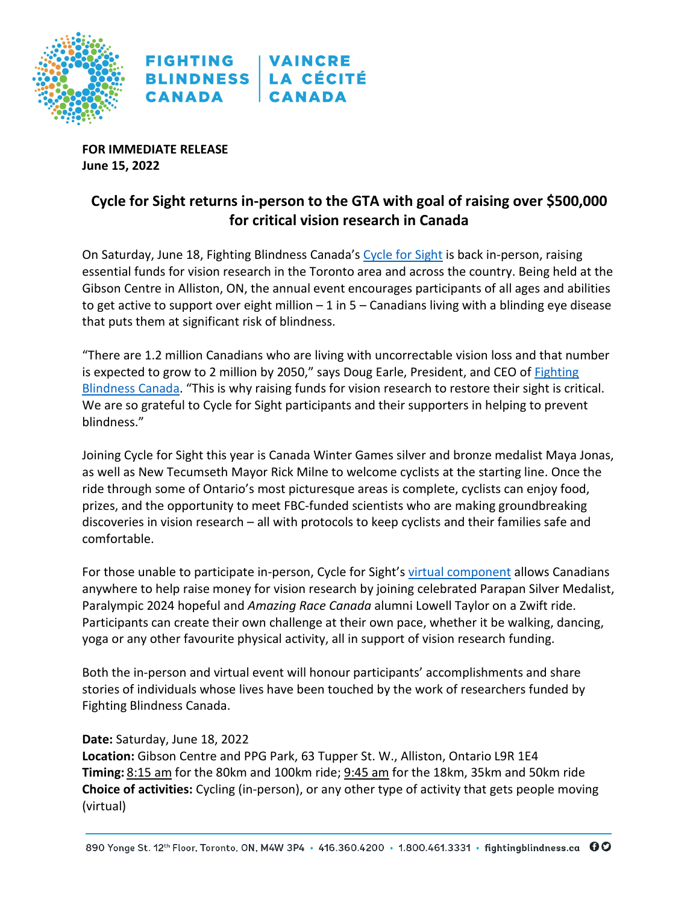FIGHTING BLINDNESS CANADA | VAINCRE LA CÉCITÉ CANADA

**FOR IMMEDIATE RELEASE**
**June 15, 2022**

# Cycle for Sight returns in-person to the GTA with goal of raising over $500,000 for critical vision research in Canada

On Saturday, June 18, Fighting Blindness Canada's Cycle for Sight is back in-person, raising essential funds for vision research in the Toronto area and across the country. Being held at the Gibson Centre in Alliston, ON, the annual event encourages participants of all ages and abilities to get active to support over eight million – 1 in 5 – Canadians living with a blinding eye disease that puts them at significant risk of blindness.

"There are 1.2 million Canadians who are living with uncorrectable vision loss and that number is expected to grow to 2 million by 2050," says Doug Earle, President, and CEO of Fighting Blindness Canada. "This is why raising funds for vision research to restore their sight is critical. We are so grateful to Cycle for Sight participants and their supporters in helping to prevent blindness."

Joining Cycle for Sight this year is Canada Winter Games silver and bronze medalist Maya Jonas, as well as New Tecumseth Mayor Rick Milne to welcome cyclists at the starting line. Once the ride through some of Ontario's most picturesque areas is complete, cyclists can enjoy food, prizes, and the opportunity to meet FBC-funded scientists who are making groundbreaking discoveries in vision research – all with protocols to keep cyclists and their families safe and comfortable.

For those unable to participate in-person, Cycle for Sight's virtual component allows Canadians anywhere to help raise money for vision research by joining celebrated Parapan Silver Medalist, Paralympic 2024 hopeful and *Amazing Race Canada* alumni Lowell Taylor on a Zwift ride. Participants can create their own challenge at their own pace, whether it be walking, dancing, yoga or any other favourite physical activity, all in support of vision research funding.

Both the in-person and virtual event will honour participants' accomplishments and share stories of individuals whose lives have been touched by the work of researchers funded by Fighting Blindness Canada.

**Date:** Saturday, June 18, 2022
**Location:** Gibson Centre and PPG Park, 63 Tupper St. W., Alliston, Ontario L9R 1E4
**Timing:** 8:15 am for the 80km and 100km ride; 9:45 am for the 18km, 35km and 50km ride
**Choice of activities:** Cycling (in-person), or any other type of activity that gets people moving (virtual)

890 Yonge St. 12th Floor, Toronto, ON, M4W 3P4 • 416.360.4200 • 1.800.461.3331 • fightingblindness.ca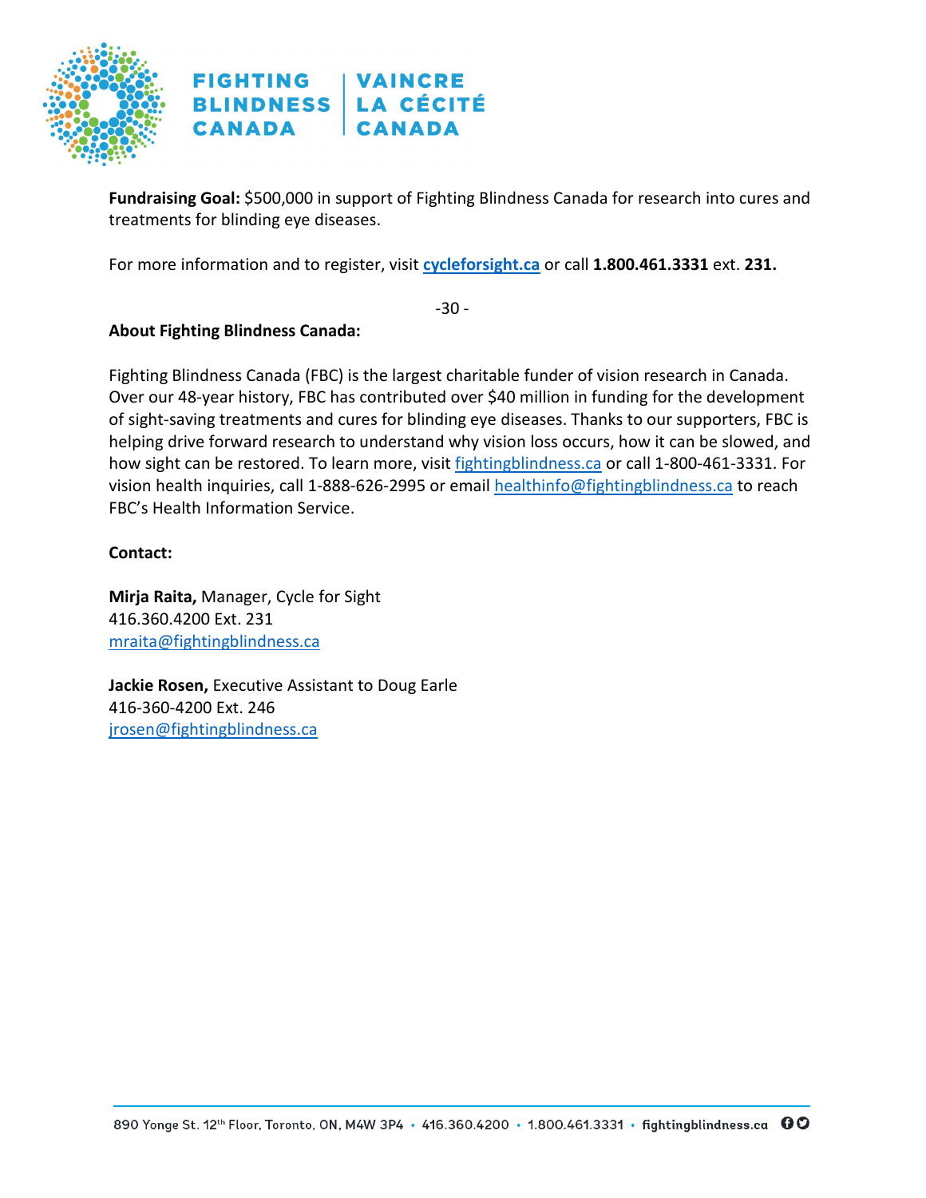**Fundraising Goal:** $500,000 in support of Fighting Blindness Canada for research into cures and treatments for blinding eye diseases.

For more information and to register, visit **cycleforsight.ca** or call **1.800.461.3331** ext. **231.**

-30 -

**About Fighting Blindness Canada:**

Fighting Blindness Canada (FBC) is the largest charitable funder of vision research in Canada. Over our 48-year history, FBC has contributed over $40 million in funding for the development of sight-saving treatments and cures for blinding eye diseases. Thanks to our supporters, FBC is helping drive forward research to understand why vision loss occurs, how it can be slowed, and how sight can be restored. To learn more, visit fightingblindness.ca or call 1-800-461-3331. For vision health inquiries, call 1-888-626-2995 or email healthinfo@fightingblindness.ca to reach FBC's Health Information Service.

**Contact:**

**Mirja Raita,** Manager, Cycle for Sight
416.360.4200 Ext. 231
mraita@fightingblindness.ca

**Jackie Rosen,** Executive Assistant to Doug Earle
416-360-4200 Ext. 246
jrosen@fightingblindness.ca